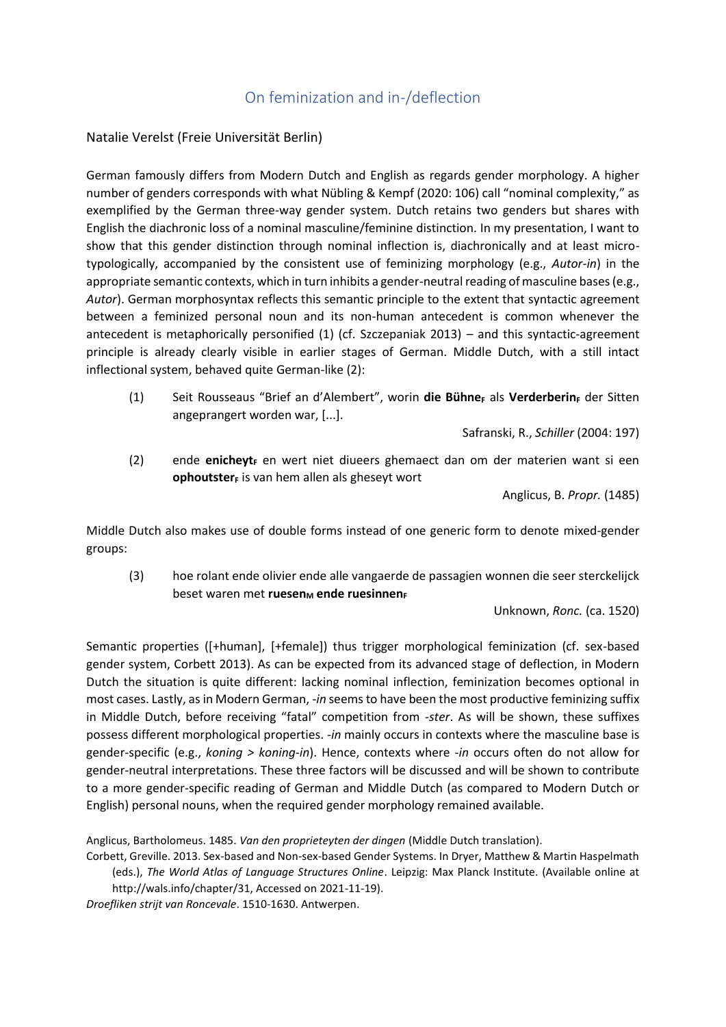# On feminization and in-/deflection

Natalie Verelst (Freie Universität Berlin)

German famously differs from Modern Dutch and English as regards gender morphology. A higher number of genders corresponds with what Nübling & Kempf (2020: 106) call "nominal complexity," as exemplified by the German three-way gender system. Dutch retains two genders but shares with English the diachronic loss of a nominal masculine/feminine distinction. In my presentation, I want to show that this gender distinction through nominal inflection is, diachronically and at least micro-typologically, accompanied by the consistent use of feminizing morphology (e.g., *Autor-in*) in the appropriate semantic contexts, which in turn inhibits a gender-neutral reading of masculine bases (e.g., *Autor*). German morphosyntax reflects this semantic principle to the extent that syntactic agreement between a feminized personal noun and its non-human antecedent is common whenever the antecedent is metaphorically personified (1) (cf. Szczepaniak 2013) – and this syntactic-agreement principle is already clearly visible in earlier stages of German. Middle Dutch, with a still intact inflectional system, behaved quite German-like (2):

(1) Seit Rousseaus "Brief an d'Alembert", worin **die Bühne**$_{F}$ als **Verderberin**$_{F}$ der Sitten angeprangert worden war, [...].

Safranski, R., *Schiller* (2004: 197)

(2) ende **enicheyt**$_{F}$ en wert niet diueers ghemaect dan om der materien want si een **ophoutster**$_{F}$ is van hem allen als gheseyt wort

Anglicus, B. *Propr.* (1485)

Middle Dutch also makes use of double forms instead of one generic form to denote mixed-gender groups:

(3) hoe rolant ende olivier ende alle vangaerde de passagien wonnen die seer sterckelijck beset waren met **ruesen**$_{M}$ **ende ruesinnen**$_{F}$

Unknown, *Ronc.* (ca. 1520)

Semantic properties ([+human], [+female]) thus trigger morphological feminization (cf. sex-based gender system, Corbett 2013). As can be expected from its advanced stage of deflection, in Modern Dutch the situation is quite different: lacking nominal inflection, feminization becomes optional in most cases. Lastly, as in Modern German, *-in* seems to have been the most productive feminizing suffix in Middle Dutch, before receiving "fatal" competition from *-ster*. As will be shown, these suffixes possess different morphological properties. *-in* mainly occurs in contexts where the masculine base is gender-specific (e.g., *koning* > *koning-in*). Hence, contexts where *-in* occurs often do not allow for gender-neutral interpretations. These three factors will be discussed and will be shown to contribute to a more gender-specific reading of German and Middle Dutch (as compared to Modern Dutch or English) personal nouns, when the required gender morphology remained available.

Anglicus, Bartholomeus. 1485. *Van den proprieteyten der dingen* (Middle Dutch translation).

Corbett, Greville. 2013. Sex-based and Non-sex-based Gender Systems. In Dryer, Matthew & Martin Haspelmath (eds.), *The World Atlas of Language Structures Online*. Leipzig: Max Planck Institute. (Available online at http://wals.info/chapter/31, Accessed on 2021-11-19).

*Droefliken strijt van Roncevale*. 1510-1630. Antwerpen.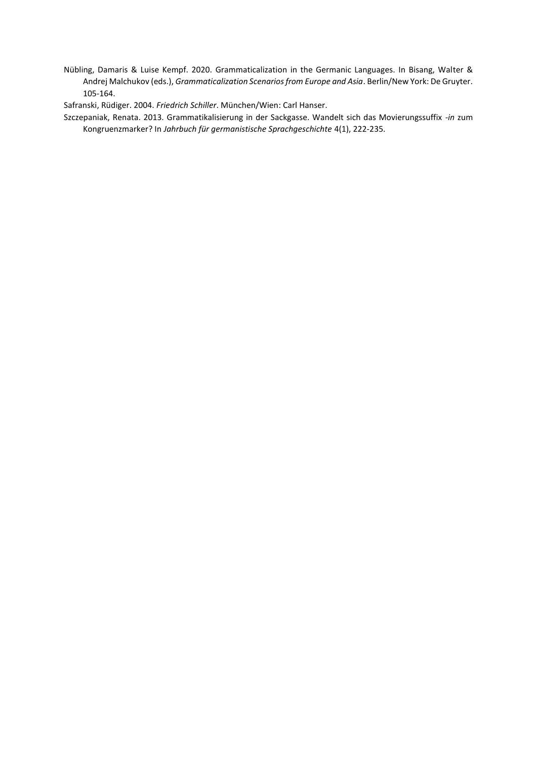Nübling, Damaris & Luise Kempf. 2020. Grammaticalization in the Germanic Languages. In Bisang, Walter & Andrej Malchukov (eds.), *Grammaticalization Scenarios from Europe and Asia*. Berlin/New York: De Gruyter. 105-164.

Safranski, Rüdiger. 2004. *Friedrich Schiller*. München/Wien: Carl Hanser.

Szczepaniak, Renata. 2013. Grammatikalisierung in der Sackgasse. Wandelt sich das Movierungssuffix *-in* zum Kongruenzmarker? In *Jahrbuch für germanistische Sprachgeschichte* 4(1), 222-235.